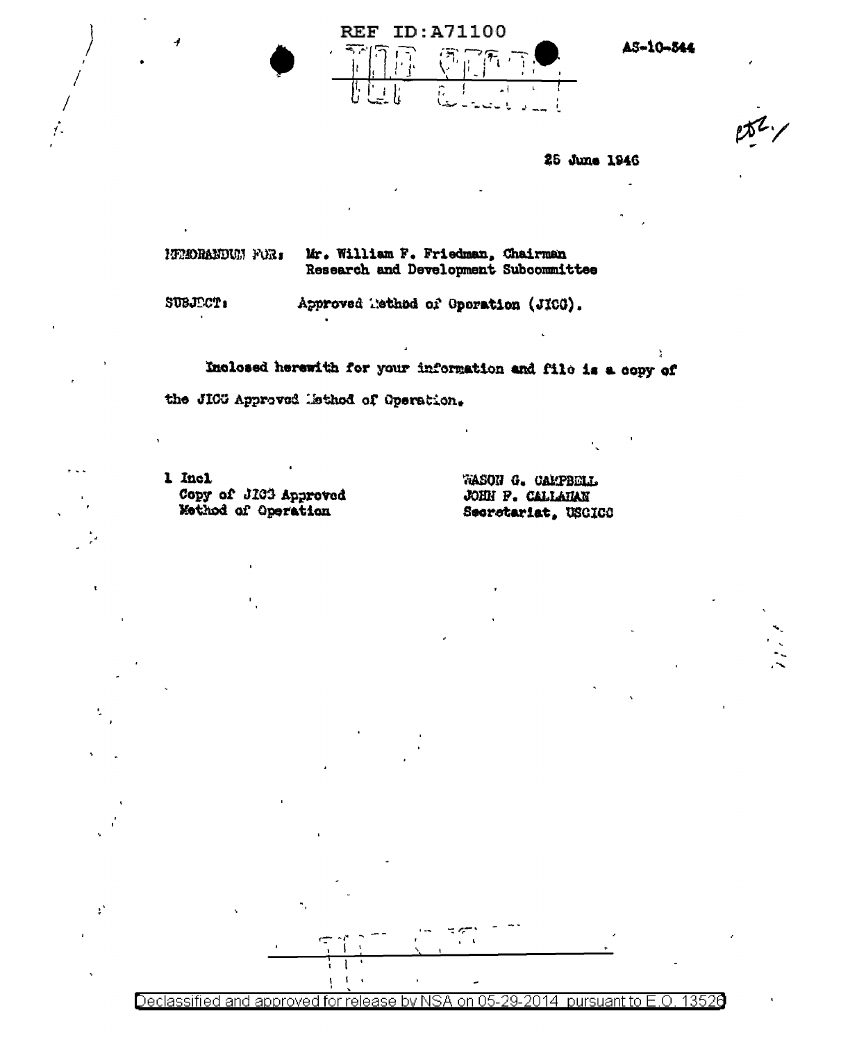REF ID:A71100

TOP SECRET

AS-10-544

25 June 1946

MEMORANDUM FOR: Mr. William F. Friedman, Chairman
Research and Development Subcommittee

SUBJECT: Approved Method of Operation (JICG).

Inclosed herewith for your information and file is a copy of the JICG Approved Method of Operation.

1 Incl
Copy of JICG Approved
Method of Operation

WASON G. CAMPBELL
JOHN F. CALLAHAN
Secretariat, USCICC

TOP SECRET

Declassified and approved for release by NSA on 05-29-2014 pursuant to E.O. 13526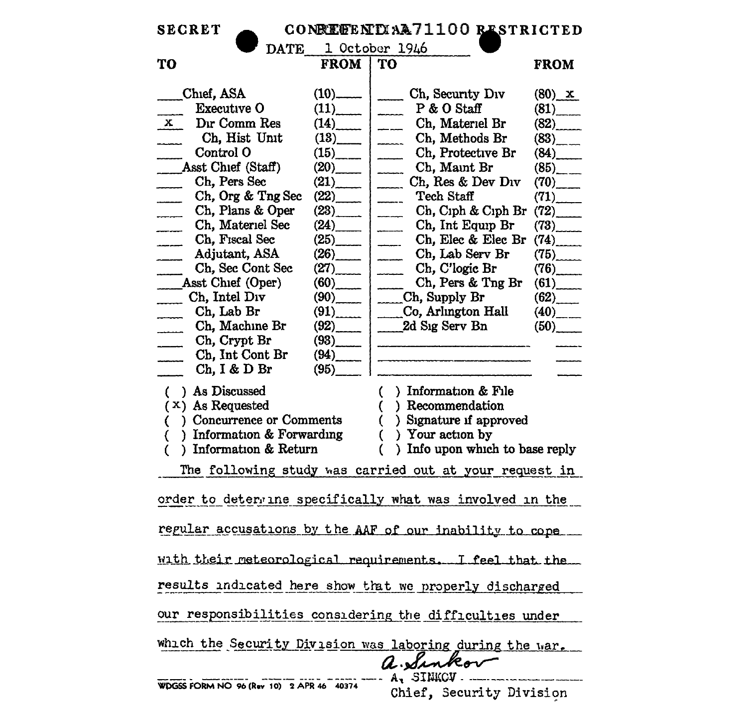SECRET CONFIDENTIAL A71100 RESTRICTED

DATE 1 October 1946

| TO | FROM | TO | FROM |
|---|---|---|---|
| Chief, ASA | (10) | Ch, Security Div | (80) x |
| Executive O | (11) | P & O Staff | (81) |
| x Dir Comm Res | (14) | Ch, Materiel Br | (82) |
| Ch, Hist Unit | (13) | Ch, Methods Br | (83) |
| Control O | (15) | Ch, Protective Br | (84) |
| Asst Chief (Staff) | (20) | Ch, Maint Br | (85) |
| Ch, Pers Sec | (21) | Ch, Res & Dev Div | (70) |
| Ch, Org & Tng Sec | (22) | Tech Staff | (71) |
| Ch, Plans & Oper | (23) | Ch, Ciph & Ciph Br | (72) |
| Ch, Materiel Sec | (24) | Ch, Int Equip Br | (73) |
| Ch, Fiscal Sec | (25) | Ch, Elec & Elec Br | (74) |
| Adjutant, ASA | (26) | Ch, Lab Serv Br | (75) |
| Ch, Sec Cont Sec | (27) | Ch, C'logic Br | (76) |
| Asst Chief (Oper) | (60) | Ch, Pers & Tng Br | (61) |
| Ch, Intel Div | (90) | Ch, Supply Br | (62) |
| Ch, Lab Br | (91) | Co, Arlington Hall | (40) |
| Ch, Machine Br | (92) | 2d Sig Serv Bn | (50) |
| Ch, Crypt Br | (93) | | |
| Ch, Int Cont Br | (94) | | |
| Ch, I & D Br | (95) | | |

( ) As Discussed
(x) As Requested
( ) Concurrence or Comments
( ) Information & Forwarding
( ) Information & Return
( ) Information & File
( ) Recommendation
( ) Signature if approved
( ) Your action by
( ) Info upon which to base reply

The following study was carried out at your request in order to determine specifically what was involved in the regular accusations by the AAF of our inability to cope with their meteorological requirements. I feel that the results indicated here show that we properly discharged our responsibilities considering the difficulties under which the Security Division was laboring during the war.

A. Sinkov

A. SINKOV
Chief, Security Division

WDGSS FORM NO 96 (Rev 10) 2 APR 46 40374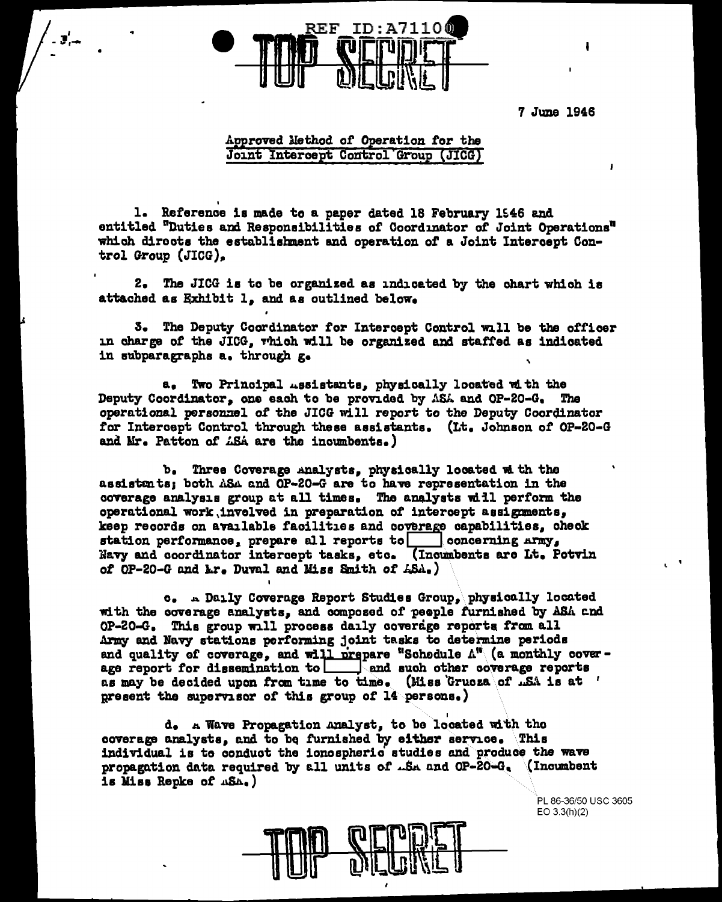REF ID:A71100

TOP SECRET

7 June 1946

Approved Method of Operation for the Joint Intercept Control Group (JICG)

1. Reference is made to a paper dated 18 February 1946 and entitled "Duties and Responsibilities of Coordinator of Joint Operations" which directs the establishment and operation of a Joint Intercept Control Group (JICG).

2. The JICG is to be organized as indicated by the chart which is attached as Exhibit 1, and as outlined below.

3. The Deputy Coordinator for Intercept Control will be the officer in charge of the JICG, which will be organized and staffed as indicated in subparagraphs a. through g.

a. Two Principal Assistants, physically located with the Deputy Coordinator, one each to be provided by ASA and OP-20-G. The operational personnel of the JICG will report to the Deputy Coordinator for Intercept Control through these assistants. (Lt. Johnson of OP-20-G and Mr. Patton of ASA are the incumbents.)

b. Three Coverage Analysts, physically located with the assistants; both ASA and OP-20-G are to have representation in the coverage analysis group at all times. The analysts will perform the operational work involved in preparation of intercept assignments, keep records on available facilities and coverage capabilities, check station performance, prepare all reports to [ ] concerning Army, Navy and coordinator intercept tasks, etc. (Incumbents are Lt. Potvin of OP-20-G and Mr. Duval and Miss Smith of ASA.)

c. A Daily Coverage Report Studies Group, physically located with the coverage analysts, and composed of people furnished by ASA and OP-20-G. This group will process daily coverage reports from all Army and Navy stations performing joint tasks to determine periods and quality of coverage, and will prepare "Schedule A" (a monthly coverage report for dissemination to [ ] and such other coverage reports as may be decided upon from time to time. (Miss Grucza of ASA is at present the supervisor of this group of 14 persons.)

d. A Wave Propagation Analyst, to be located with the coverage analysts, and to be furnished by either service. This individual is to conduct the ionospheric studies and produce the wave propagation data required by all units of ASA and OP-20-G. (Incumbent is Miss Repke of ASA.)

PL 86-36/50 USC 3605
EO 3.3(h)(2)

TOP SECRET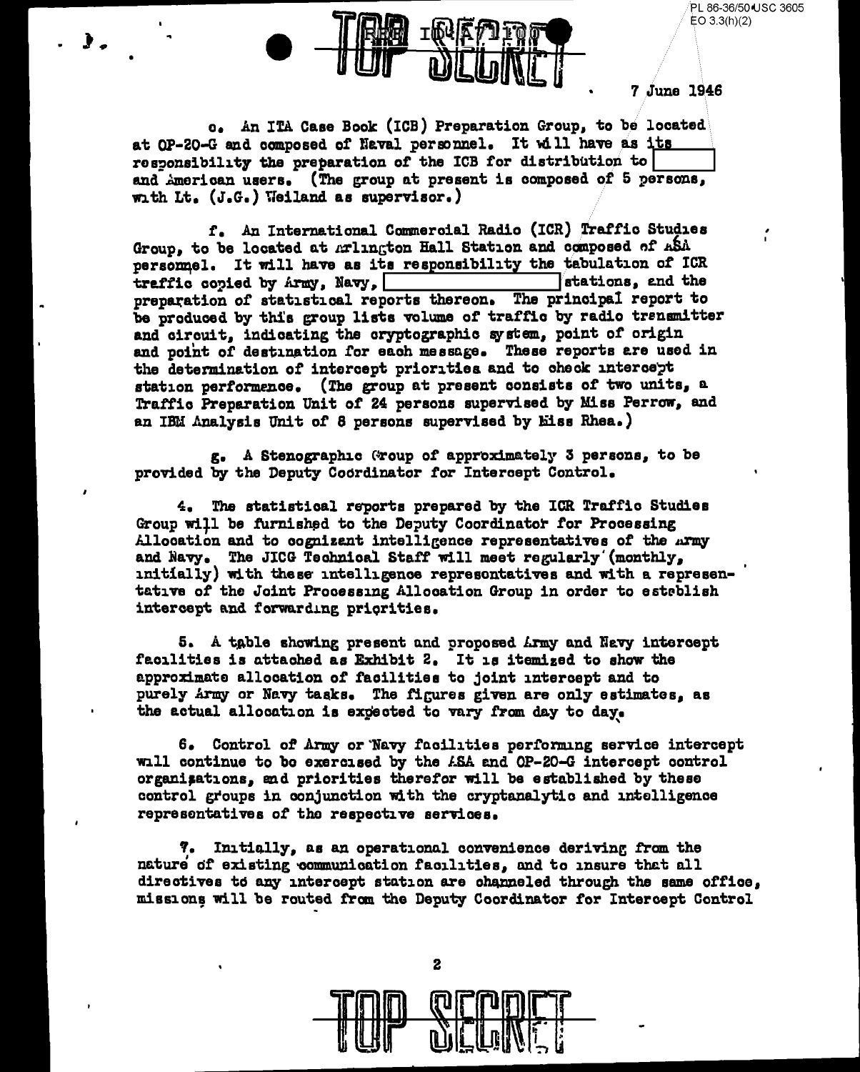7 June 1946

e. An ITA Case Book (ICB) Preparation Group, to be located at OP-20-G and composed of Naval personnel. It will have as its responsibility the preparation of the ICB for distribution to [ ] and American users. (The group at present is composed of 5 persons, with Lt. (J.G.) Weiland as supervisor.)

f. An International Commercial Radio (ICR) Traffic Studies Group, to be located at Arlington Hall Station and composed of ASA personnel. It will have as its responsibility the tabulation of ICR traffic copied by Army, Navy, [ ] stations, and the preparation of statistical reports thereon. The principal report to be produced by this group lists volume of traffic by radio transmitter and circuit, indicating the cryptographic system, point of origin and point of destination for each message. These reports are used in the determination of intercept priorities and to check intercept station performance. (The group at present consists of two units, a Traffic Preparation Unit of 24 persons supervised by Miss Perrow, and an IBM Analysis Unit of 8 persons supervised by Miss Rhea.)

g. A Stenographic Group of approximately 3 persons, to be provided by the Deputy Coordinator for Intercept Control.

4. The statistical reports prepared by the ICR Traffic Studies Group will be furnished to the Deputy Coordinator for Processing Allocation and to cognizant intelligence representatives of the Army and Navy. The JICG Technical Staff will meet regularly (monthly, initially) with these intelligence representatives and with a representative of the Joint Processing Allocation Group in order to establish intercept and forwarding priorities.

5. A table showing present and proposed Army and Navy intercept facilities is attached as Exhibit 2. It is itemized to show the approximate allocation of facilities to joint intercept and to purely Army or Navy tasks. The figures given are only estimates, as the actual allocation is expected to vary from day to day.

6. Control of Army or Navy facilities performing service intercept will continue to be exercised by the ASA and OP-20-G intercept control organizations, and priorities therefor will be established by these control groups in conjunction with the cryptanalytic and intelligence representatives of the respective services.

7. Initially, as an operational convenience deriving from the nature of existing communication facilities, and to insure that all directives to any intercept station are channeled through the same office, missions will be routed from the Deputy Coordinator for Intercept Control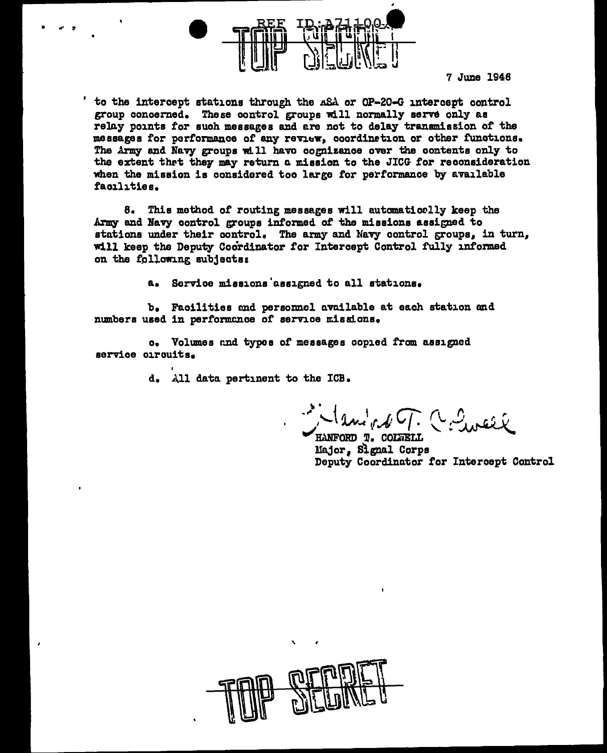7 June 1946

to the intercept stations through the ASA or OP-20-G intercept control group concerned. These control groups will normally serve only as relay points for such messages and are not to delay transmission of the messages for performance of any review, coordination or other functions. The Army and Navy groups will have cognizance over the contents only to the extent that they may return a mission to the JICG for reconsideration when the mission is considered too large for performance by available facilities.

8. This method of routing messages will automatically keep the Army and Navy control groups informed of the missions assigned to stations under their control. The army and Navy control groups, in turn, will keep the Deputy Coordinator for Intercept Control fully informed on the following subjects:

a. Service missions assigned to all stations.

b. Facilities and personnel available at each station and numbers used in performance of service missions.

c. Volumes and types of messages copied from assigned service circuits.

d. All data pertinent to the ICB.

HANFORD T. COLWELL
Major, Signal Corps
Deputy Coordinator for Intercept Control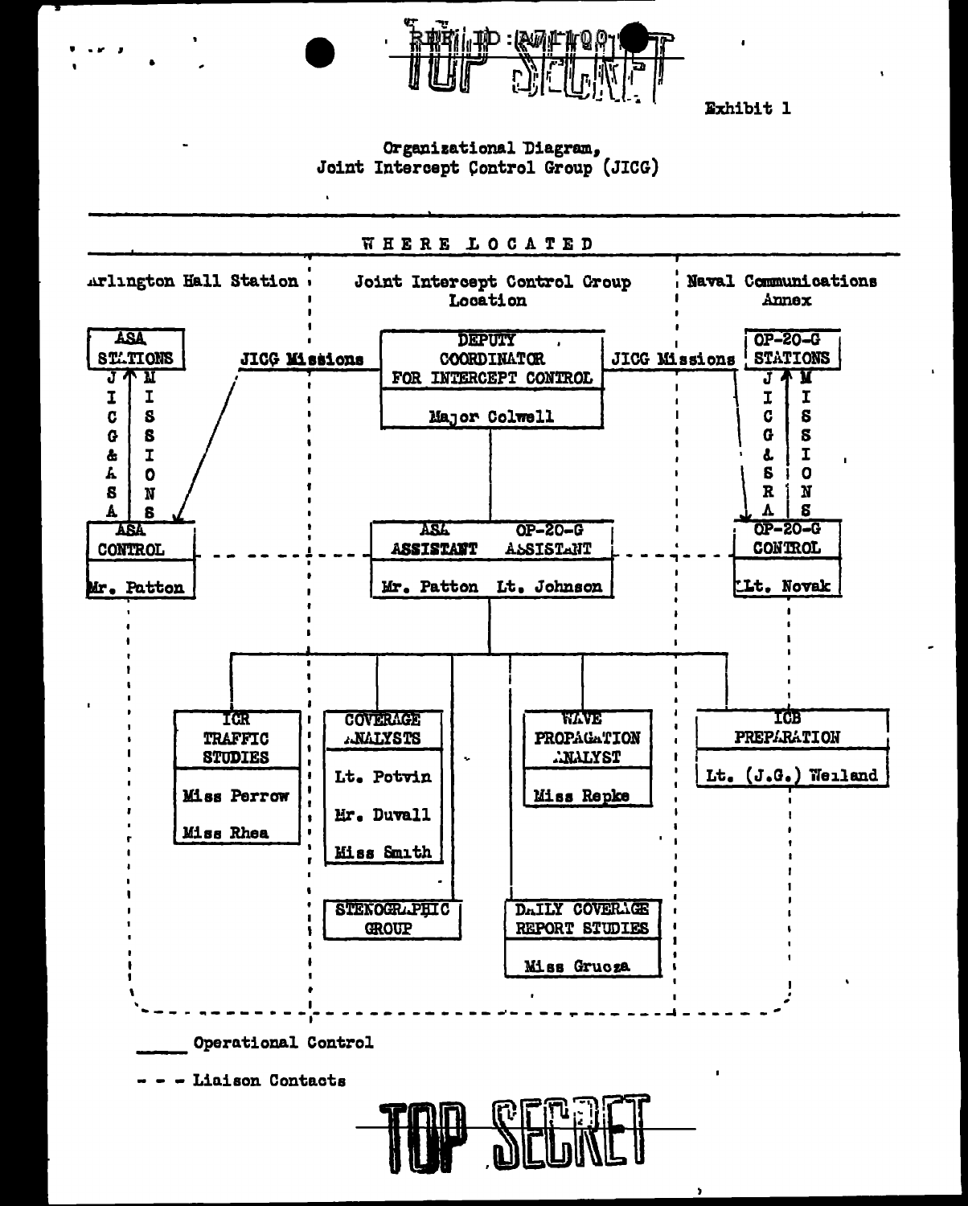REF ID:A71100

TOP SECRET

Exhibit 1

Organizational Diagram,
Joint Intercept Control Group (JICG)

**WHERE LOCATED**

| Arlington Hall Station | Joint Intercept Control Group Location | Naval Communications Annex |
|---|---|---|
| ASA STATIONS | DEPUTY COORDINATOR FOR INTERCEPT CONTROL — Major Colwell | OP-20-G STATIONS |
| JICG & ASA / MISSIONS | JICG Missions | JICG & SRA / MISSIONS |
| ASA CONTROL — Mr. Patton | ASA ASSISTANT — Mr. Patton; OP-20-G ASSISTANT — Lt. Johnson | OP-20-G CONTROL — Lt. Novak |

Units under the ASA Assistant / OP-20-G Assistant:

- ICR TRAFFIC STUDIES — Miss Perrow, Miss Rhea
- COVERAGE ANALYSTS — Lt. Potvin, Mr. Duvall, Miss Smith
- STENOGRAPHIC GROUP
- WAVE PROPAGATION ANALYST — Miss Repke
- DAILY COVERAGE REPORT STUDIES — Miss Gruoza
- ICB PREPARATION — Lt. (J.G.) Weiland

\_\_\_\_\_ Operational Control

\- - - Liaison Contacts

TOP SECRET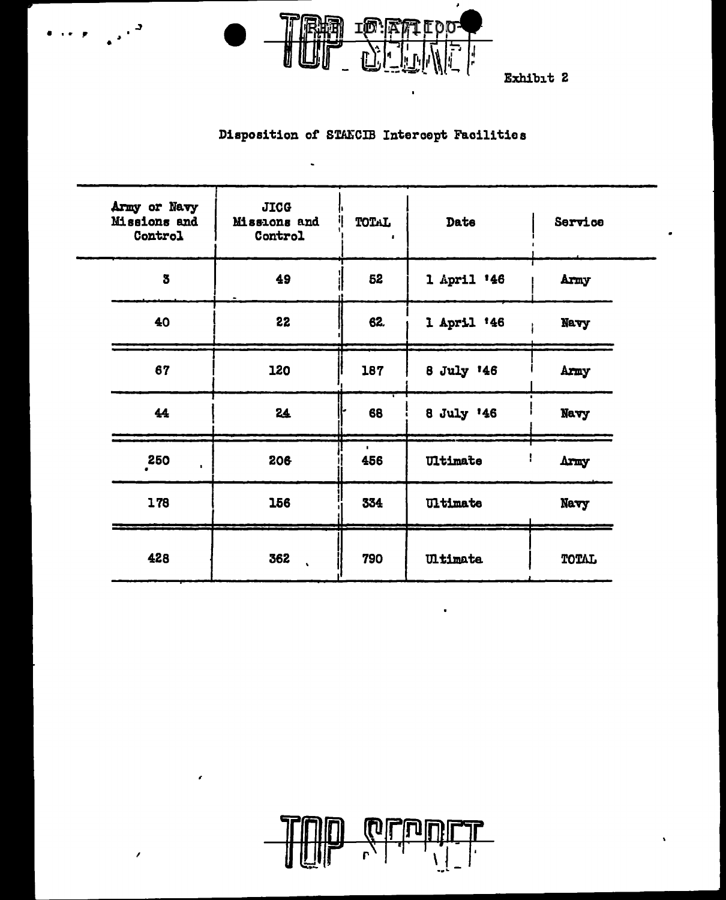Exhibit 2

# Disposition of STANCIB Intercept Facilities

| Army or Navy Missions and Control | JICG Missions and Control | TOTAL | Date | Service |
|---|---|---|---|---|
| 3 | 49 | 52 | 1 April '46 | Army |
| 40 | 22 | 62 | 1 April '46 | Navy |
| 67 | 120 | 187 | 8 July '46 | Army |
| 44 | 24 | 68 | 8 July '46 | Navy |
| 250 | 206 | 456 | Ultimate | Army |
| 178 | 156 | 334 | Ultimate | Navy |
| 428 | 362 | 790 | Ultimate | TOTAL |